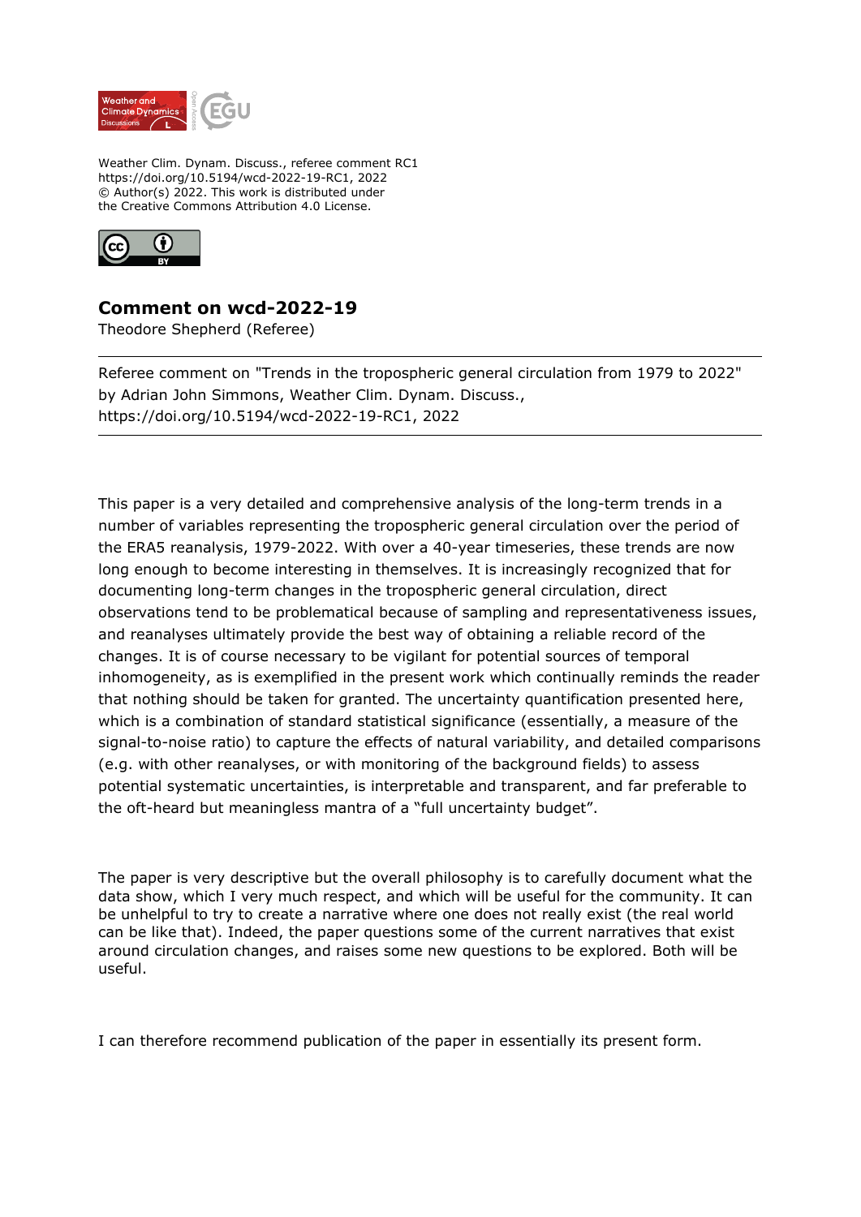Weather Clim. Dynam. Discuss., referee comment RC1
https://doi.org/10.5194/wcd-2022-19-RC1, 2022
© Author(s) 2022. This work is distributed under
the Creative Commons Attribution 4.0 License.

# Comment on wcd-2022-19

Theodore Shepherd (Referee)

---

Referee comment on "Trends in the tropospheric general circulation from 1979 to 2022" by Adrian John Simmons, Weather Clim. Dynam. Discuss., https://doi.org/10.5194/wcd-2022-19-RC1, 2022

---

This paper is a very detailed and comprehensive analysis of the long-term trends in a number of variables representing the tropospheric general circulation over the period of the ERA5 reanalysis, 1979-2022. With over a 40-year timeseries, these trends are now long enough to become interesting in themselves. It is increasingly recognized that for documenting long-term changes in the tropospheric general circulation, direct observations tend to be problematical because of sampling and representativeness issues, and reanalyses ultimately provide the best way of obtaining a reliable record of the changes. It is of course necessary to be vigilant for potential sources of temporal inhomogeneity, as is exemplified in the present work which continually reminds the reader that nothing should be taken for granted. The uncertainty quantification presented here, which is a combination of standard statistical significance (essentially, a measure of the signal-to-noise ratio) to capture the effects of natural variability, and detailed comparisons (e.g. with other reanalyses, or with monitoring of the background fields) to assess potential systematic uncertainties, is interpretable and transparent, and far preferable to the oft-heard but meaningless mantra of a "full uncertainty budget".

The paper is very descriptive but the overall philosophy is to carefully document what the data show, which I very much respect, and which will be useful for the community. It can be unhelpful to try to create a narrative where one does not really exist (the real world can be like that). Indeed, the paper questions some of the current narratives that exist around circulation changes, and raises some new questions to be explored. Both will be useful.

I can therefore recommend publication of the paper in essentially its present form.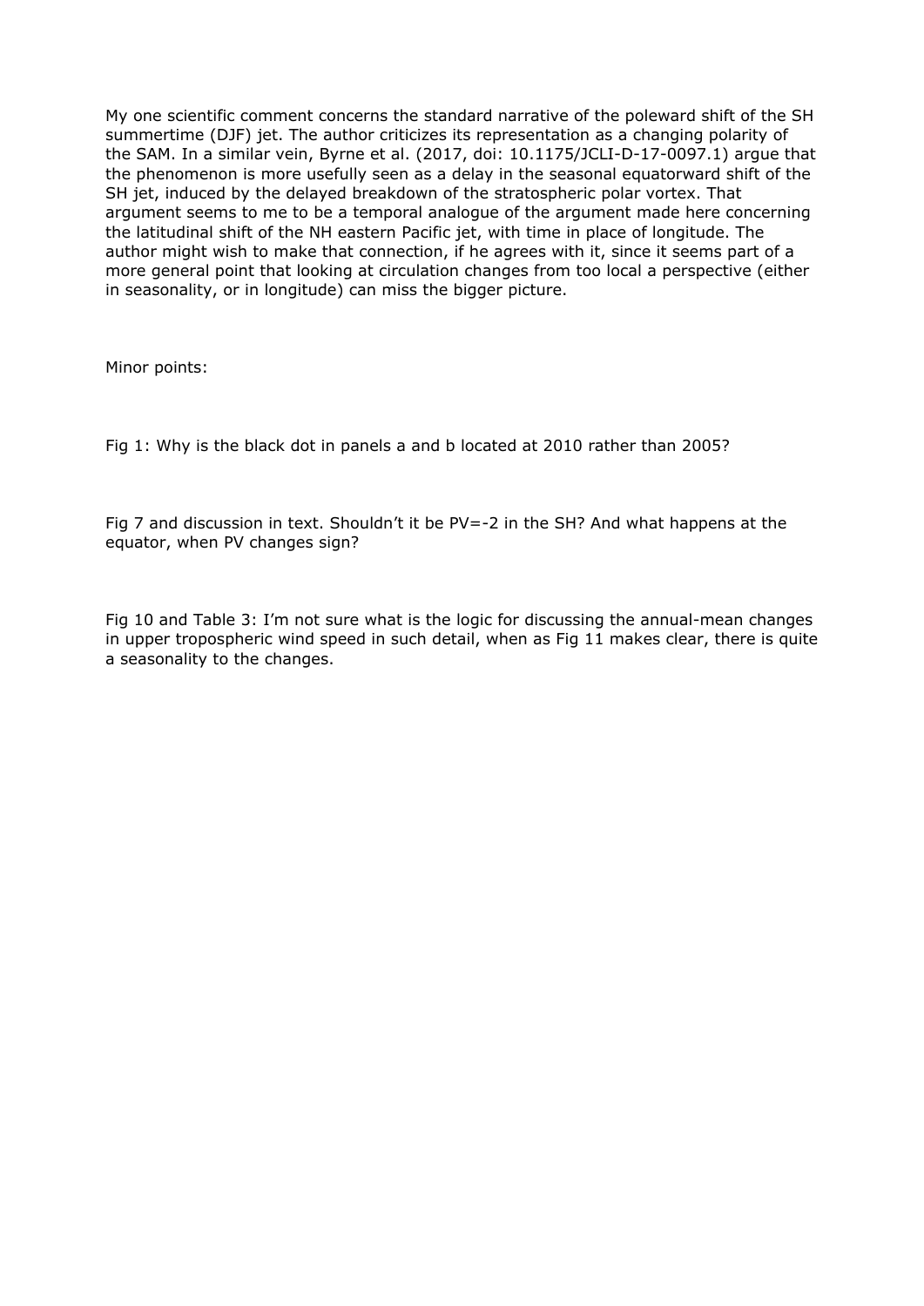My one scientific comment concerns the standard narrative of the poleward shift of the SH summertime (DJF) jet. The author criticizes its representation as a changing polarity of the SAM. In a similar vein, Byrne et al. (2017, doi: 10.1175/JCLI-D-17-0097.1) argue that the phenomenon is more usefully seen as a delay in the seasonal equatorward shift of the SH jet, induced by the delayed breakdown of the stratospheric polar vortex. That argument seems to me to be a temporal analogue of the argument made here concerning the latitudinal shift of the NH eastern Pacific jet, with time in place of longitude. The author might wish to make that connection, if he agrees with it, since it seems part of a more general point that looking at circulation changes from too local a perspective (either in seasonality, or in longitude) can miss the bigger picture.

Minor points:

Fig 1: Why is the black dot in panels a and b located at 2010 rather than 2005?

Fig 7 and discussion in text. Shouldn't it be PV=-2 in the SH? And what happens at the equator, when PV changes sign?

Fig 10 and Table 3: I'm not sure what is the logic for discussing the annual-mean changes in upper tropospheric wind speed in such detail, when as Fig 11 makes clear, there is quite a seasonality to the changes.